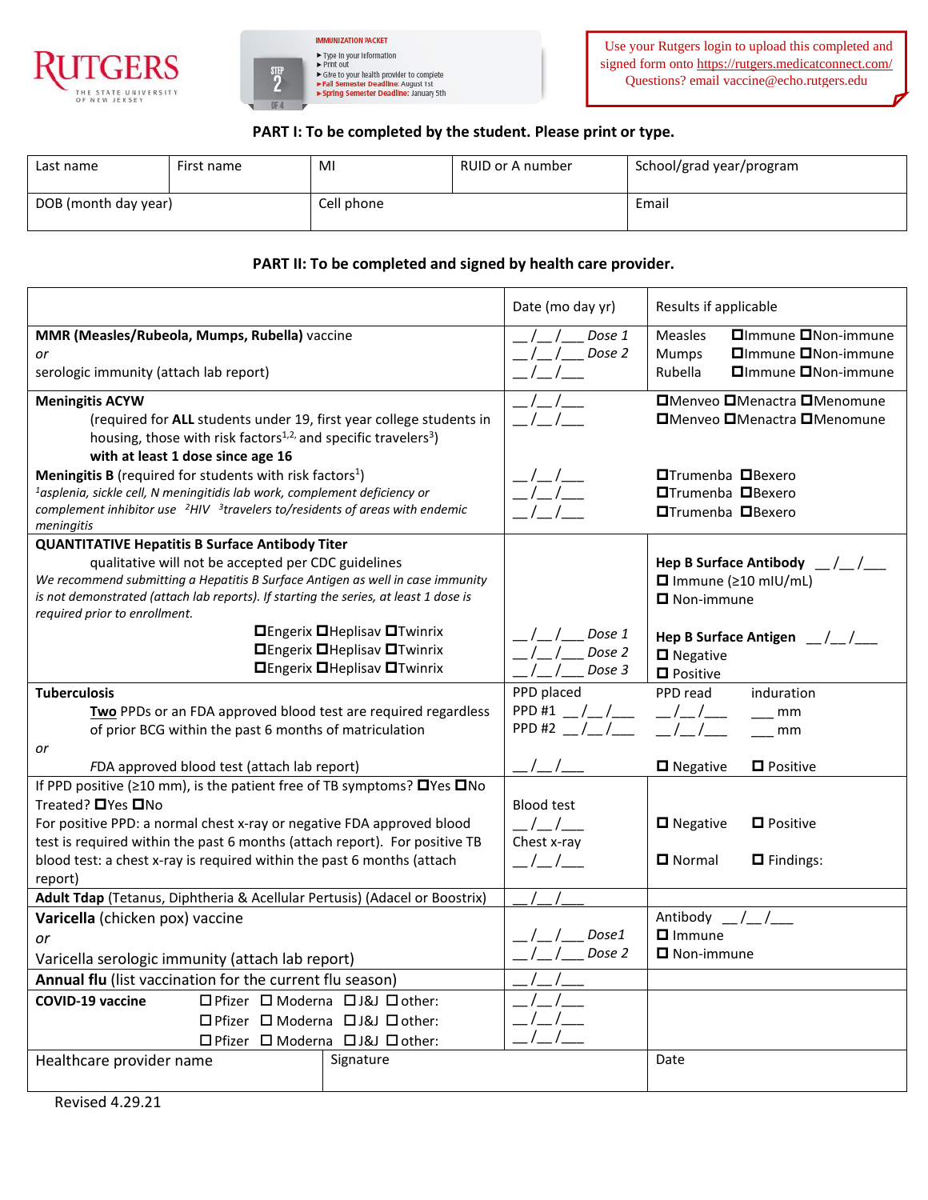RUTGERS
THE STATE UNIVERSITY OF NEW JERSEY

IMMUNIZATION PACKET
STEP 2 OF 4
- Type in your information
- Print out
- Give to your health provider to complete
- Fall Semester Deadline: August 1st
- Spring Semester Deadline: January 5th

Use your Rutgers login to upload this completed and signed form onto https://rutgers.medicatconnect.com/
Questions? email vaccine@echo.rutgers.edu

## PART I: To be completed by the student. Please print or type.

| Last name | First name | MI | RUID or A number | School/grad year/program |
|---|---|---|---|---|
| DOB (month day year) | | Cell phone | | Email |

## PART II: To be completed and signed by health care provider.

| | Date (mo day yr) | Results if applicable |
|---|---|---|
| **MMR (Measles/Rubeola, Mumps, Rubella)** vaccine<br>*or*<br>serologic immunity (attach lab report) | __/__/___ *Dose 1*<br>__/__/___ *Dose 2*<br>__/__/___ | Measles ☐Immune ☐Non-immune<br>Mumps ☐Immune ☐Non-immune<br>Rubella ☐Immune ☐Non-immune |
| **Meningitis ACYW**<br>(required for **ALL** students under 19, first year college students in housing, those with risk factors[1,2,] and specific travelers[3])<br>**with at least 1 dose since age 16** | __/__/___<br>__/__/___ | ☐Menveo ☐Menactra ☐Menomune<br>☐Menveo ☐Menactra ☐Menomune |
| **Meningitis B** (required for students with risk factors[1])<br>*[1]asplenia, sickle cell, N meningitidis lab work, complement deficiency or complement inhibitor use [2]HIV [3]travelers to/residents of areas with endemic meningitis* | __/__/___<br>__/__/___<br>__/__/___ | ☐Trumenba ☐Bexero<br>☐Trumenba ☐Bexero<br>☐Trumenba ☐Bexero |
| **QUANTITATIVE Hepatitis B Surface Antibody Titer**<br>qualitative will not be accepted per CDC guidelines<br>*We recommend submitting a Hepatitis B Surface Antigen as well in case immunity is not demonstrated (attach lab reports). If starting the series, at least 1 dose is required prior to enrollment.* | | **Hep B Surface Antibody** __/__/___<br>☐ Immune (≥10 mIU/mL)<br>☐ Non-immune |
| ☐Engerix ☐Heplisav ☐Twinrix<br>☐Engerix ☐Heplisav ☐Twinrix<br>☐Engerix ☐Heplisav ☐Twinrix | __/__/___ *Dose 1*<br>__/__/___ *Dose 2*<br>__/__/___ *Dose 3* | **Hep B Surface Antigen** __/__/___<br>☐ Negative<br>☐ Positive |
| **Tuberculosis**<br>**Two** PPDs or an FDA approved blood test are required regardless of prior BCG within the past 6 months of matriculation | PPD placed<br>PPD #1 __/__/___<br>PPD #2 __/__/___ | PPD read __/__/___ induration ___ mm<br>__/__/___ ___ mm |
| *or*<br>*FDA approved blood test (attach lab report)* | __/__/___ | ☐ Negative ☐ Positive |
| If PPD positive (≥10 mm), is the patient free of TB symptoms? ☐Yes ☐No<br>Treated? ☐Yes ☐No<br>For positive PPD: a normal chest x-ray or negative FDA approved blood test is required within the past 6 months (attach report). For positive TB blood test: a chest x-ray is required within the past 6 months (attach report) | Blood test<br>__/__/___<br>Chest x-ray<br>__/__/___ | ☐ Negative ☐ Positive<br><br>☐ Normal ☐ Findings: |
| **Adult Tdap** (Tetanus, Diphtheria & Acellular Pertussis) (Adacel or Boostrix) | __/__/___ | |
| **Varicella** (chicken pox) vaccine<br>*or*<br>Varicella serologic immunity (attach lab report) | __/__/___ *Dose1*<br>__/__/___ *Dose 2* | Antibody __/__/___<br>☐ Immune<br>☐ Non-immune |
| **Annual flu** (list vaccination for the current flu season) | __/__/___ | |
| **COVID-19 vaccine** ☐Pfizer ☐ Moderna ☐J&J ☐other:<br>☐Pfizer ☐ Moderna ☐J&J ☐other:<br>☐Pfizer ☐ Moderna ☐J&J ☐other: | __/__/___<br>__/__/___<br>__/__/___ | |

| Healthcare provider name | Signature | Date |
|---|---|---|
| | | |

Revised 4.29.21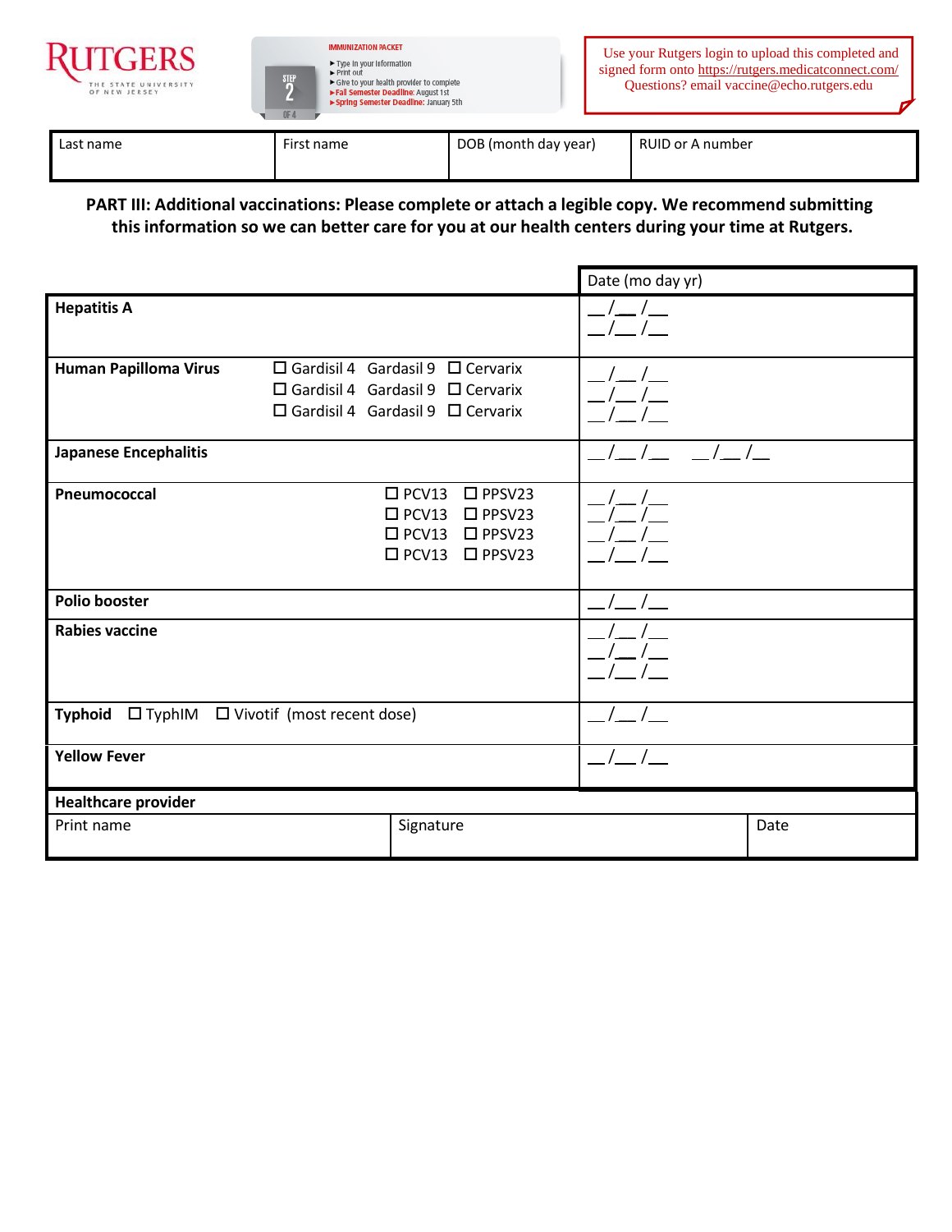RUTGERS
THE STATE UNIVERSITY OF NEW JERSEY

IMMUNIZATION PACKET
STEP 2 OF 4
- ► Type in your information
- ► Print out
- ► Give to your health provider to complete
- ► **Fall Semester Deadline:** August 1st
- ► **Spring Semester Deadline:** January 5th

Use your Rutgers login to upload this completed and signed form onto https://rutgers.medicatconnect.com/
Questions? email vaccine@echo.rutgers.edu

| Last name | First name | DOB (month day year) | RUID or A number |
|---|---|---|---|
| | | | |

**PART III: Additional vaccinations: Please complete or attach a legible copy. We recommend submitting this information so we can better care for you at our health centers during your time at Rutgers.**

| | | Date (mo day yr) |
|---|---|---|
| **Hepatitis A** | | __/__/__<br>__/__/__ |
| **Human Papilloma Virus** | ☐ Gardisil 4 Gardasil 9 ☐ Cervarix<br>☐ Gardisil 4 Gardasil 9 ☐ Cervarix<br>☐ Gardisil 4 Gardasil 9 ☐ Cervarix | __/__/__<br>__/__/__<br>__/__/__ |
| **Japanese Encephalitis** | | __/__/__ __/__/__ |
| **Pneumococcal** | ☐ PCV13 ☐ PPSV23<br>☐ PCV13 ☐ PPSV23<br>☐ PCV13 ☐ PPSV23<br>☐ PCV13 ☐ PPSV23 | __/__/__<br>__/__/__<br>__/__/__<br>__/__/__ |
| **Polio booster** | | __/__/__ |
| **Rabies vaccine** | | __/__/__<br>__/__/__<br>__/__/__ |
| **Typhoid** ☐ TyphIM ☐ Vivotif (most recent dose) | | __/__/__ |
| **Yellow Fever** | | __/__/__ |

**Healthcare provider**

| Print name | Signature | Date |
|---|---|---|
| | | |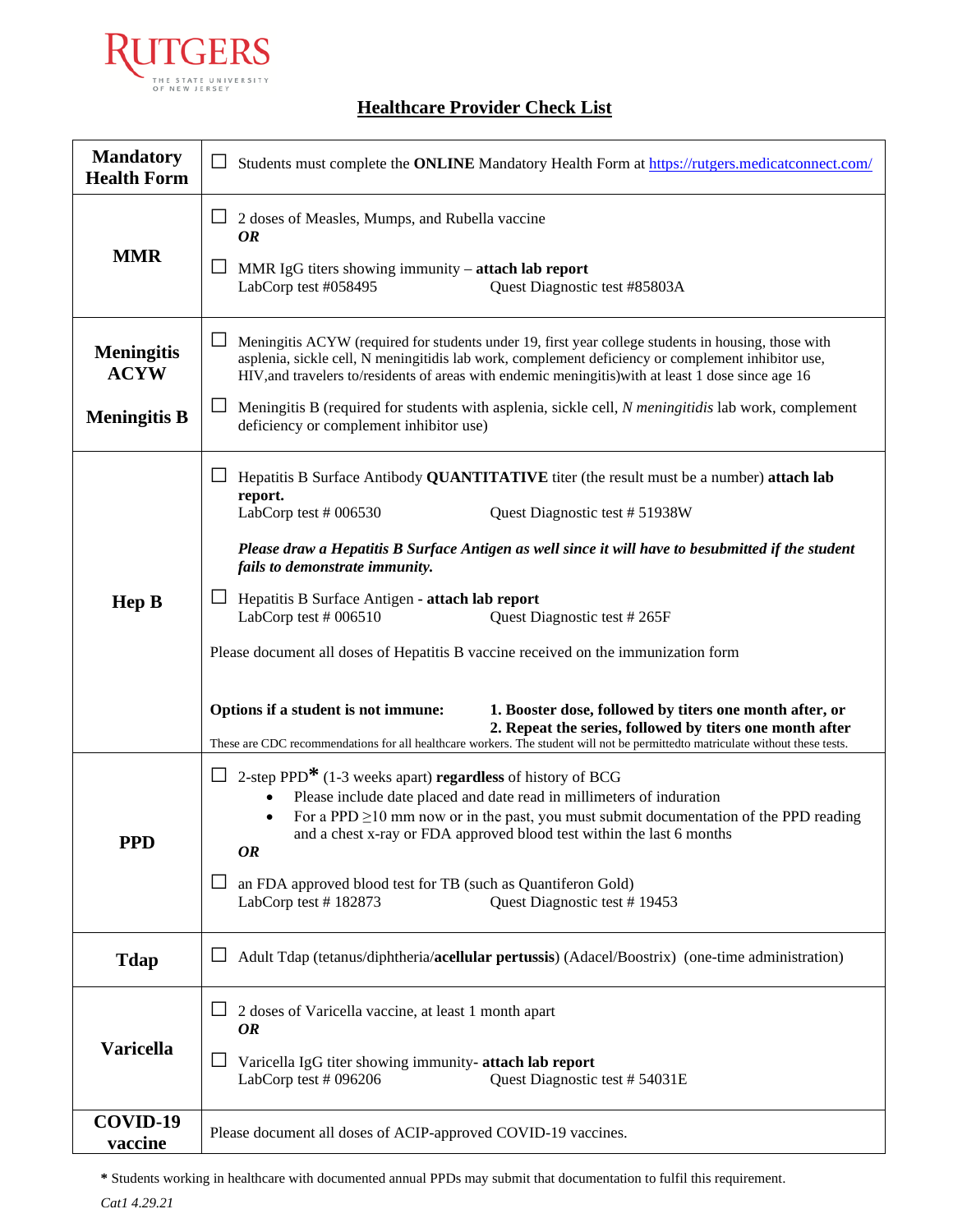RUTGERS
THE STATE UNIVERSITY OF NEW JERSEY

## Healthcare Provider Check List

| | |
|---|---|
| **Mandatory Health Form** | ☐ Students must complete the **ONLINE** Mandatory Health Form at https://rutgers.medicatconnect.com/ |
| **MMR** | ☐ 2 doses of Measles, Mumps, and Rubella vaccine<br>***OR***<br>☐ MMR IgG titers showing immunity – **attach lab report**<br>LabCorp test #058495 Quest Diagnostic test #85803A |
| **Meningitis ACYW**<br><br>**Meningitis B** | ☐ Meningitis ACYW (required for students under 19, first year college students in housing, those with asplenia, sickle cell, N meningitidis lab work, complement deficiency or complement inhibitor use, HIV,and travelers to/residents of areas with endemic meningitis)with at least 1 dose since age 16<br>☐ Meningitis B (required for students with asplenia, sickle cell, *N meningitidis* lab work, complement deficiency or complement inhibitor use) |
| **Hep B** | ☐ Hepatitis B Surface Antibody **QUANTITATIVE** titer (the result must be a number) **attach lab report.**<br>LabCorp test # 006530 Quest Diagnostic test # 51938W<br><br>***Please draw a Hepatitis B Surface Antigen as well since it will have to besubmitted if the student fails to demonstrate immunity.***<br><br>☐ Hepatitis B Surface Antigen **- attach lab report**<br>LabCorp test # 006510 Quest Diagnostic test # 265F<br><br>Please document all doses of Hepatitis B vaccine received on the immunization form<br><br>**Options if a student is not immune:** **1. Booster dose, followed by titers one month after, or** **2. Repeat the series, followed by titers one month after**<br>These are CDC recommendations for all healthcare workers. The student will not be permittedto matriculate without these tests. |
| **PPD** | ☐ 2-step PPD* (1-3 weeks apart) **regardless** of history of BCG<br>• Please include date placed and date read in millimeters of induration<br>• For a PPD ≥10 mm now or in the past, you must submit documentation of the PPD reading and a chest x-ray or FDA approved blood test within the last 6 months<br>***OR***<br>☐ an FDA approved blood test for TB (such as Quantiferon Gold)<br>LabCorp test # 182873 Quest Diagnostic test # 19453 |
| **Tdap** | ☐ Adult Tdap (tetanus/diphtheria/**acellular pertussis**) (Adacel/Boostrix) (one-time administration) |
| **Varicella** | ☐ 2 doses of Varicella vaccine, at least 1 month apart<br>***OR***<br>☐ Varicella IgG titer showing immunity- **attach lab report**<br>LabCorp test # 096206 Quest Diagnostic test # 54031E |
| **COVID-19 vaccine** | Please document all doses of ACIP-approved COVID-19 vaccines. |

**\*** Students working in healthcare with documented annual PPDs may submit that documentation to fulfil this requirement.

*Cat1 4.29.21*